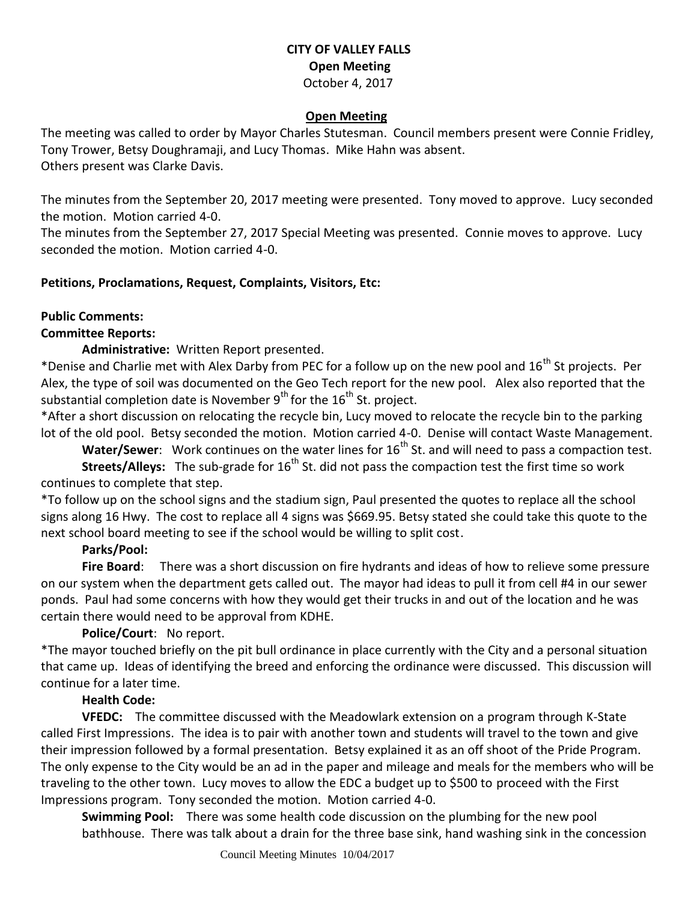**CITY OF VALLEY FALLS**
**Open Meeting**
October 4, 2017

**Open Meeting**

The meeting was called to order by Mayor Charles Stutesman. Council members present were Connie Fridley, Tony Trower, Betsy Doughramaji, and Lucy Thomas. Mike Hahn was absent.
Others present was Clarke Davis.

The minutes from the September 20, 2017 meeting were presented. Tony moved to approve. Lucy seconded the motion. Motion carried 4-0.
The minutes from the September 27, 2017 Special Meeting was presented. Connie moves to approve. Lucy seconded the motion. Motion carried 4-0.

**Petitions, Proclamations, Request, Complaints, Visitors, Etc:**

**Public Comments:**
**Committee Reports:**

**Administrative:** Written Report presented.

*Denise and Charlie met with Alex Darby from PEC for a follow up on the new pool and 16th St projects. Per Alex, the type of soil was documented on the Geo Tech report for the new pool. Alex also reported that the substantial completion date is November 9th for the 16th St. project.

*After a short discussion on relocating the recycle bin, Lucy moved to relocate the recycle bin to the parking lot of the old pool. Betsy seconded the motion. Motion carried 4-0. Denise will contact Waste Management.

**Water/Sewer**: Work continues on the water lines for 16th St. and will need to pass a compaction test.

**Streets/Alleys:** The sub-grade for 16th St. did not pass the compaction test the first time so work continues to complete that step.

*To follow up on the school signs and the stadium sign, Paul presented the quotes to replace all the school signs along 16 Hwy. The cost to replace all 4 signs was $669.95. Betsy stated she could take this quote to the next school board meeting to see if the school would be willing to split cost.

**Parks/Pool:**

**Fire Board**: There was a short discussion on fire hydrants and ideas of how to relieve some pressure on our system when the department gets called out. The mayor had ideas to pull it from cell #4 in our sewer ponds. Paul had some concerns with how they would get their trucks in and out of the location and he was certain there would need to be approval from KDHE.

**Police/Court**: No report.

*The mayor touched briefly on the pit bull ordinance in place currently with the City and a personal situation that came up. Ideas of identifying the breed and enforcing the ordinance were discussed. This discussion will continue for a later time.

**Health Code:**

**VFEDC:** The committee discussed with the Meadowlark extension on a program through K-State called First Impressions. The idea is to pair with another town and students will travel to the town and give their impression followed by a formal presentation. Betsy explained it as an off shoot of the Pride Program. The only expense to the City would be an ad in the paper and mileage and meals for the members who will be traveling to the other town. Lucy moves to allow the EDC a budget up to $500 to proceed with the First Impressions program. Tony seconded the motion. Motion carried 4-0.

**Swimming Pool:** There was some health code discussion on the plumbing for the new pool bathhouse. There was talk about a drain for the three base sink, hand washing sink in the concession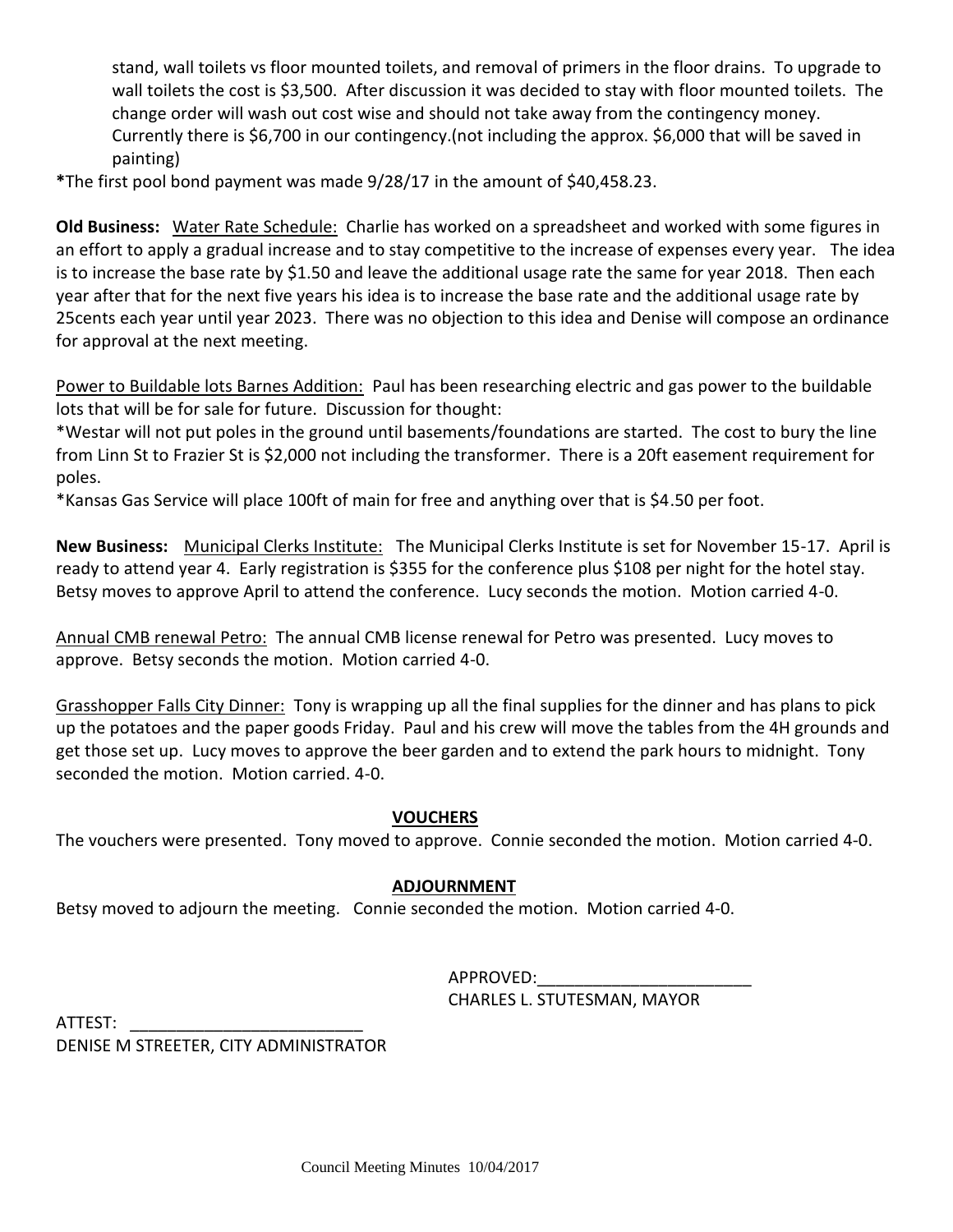stand, wall toilets vs floor mounted toilets, and removal of primers in the floor drains. To upgrade to wall toilets the cost is $3,500. After discussion it was decided to stay with floor mounted toilets. The change order will wash out cost wise and should not take away from the contingency money. Currently there is $6,700 in our contingency.(not including the approx. $6,000 that will be saved in painting)

**\***The first pool bond payment was made 9/28/17 in the amount of $40,458.23.

**Old Business:** Water Rate Schedule: Charlie has worked on a spreadsheet and worked with some figures in an effort to apply a gradual increase and to stay competitive to the increase of expenses every year. The idea is to increase the base rate by $1.50 and leave the additional usage rate the same for year 2018. Then each year after that for the next five years his idea is to increase the base rate and the additional usage rate by 25cents each year until year 2023. There was no objection to this idea and Denise will compose an ordinance for approval at the next meeting.

Power to Buildable lots Barnes Addition: Paul has been researching electric and gas power to the buildable lots that will be for sale for future. Discussion for thought:

*Westar will not put poles in the ground until basements/foundations are started. The cost to bury the line from Linn St to Frazier St is $2,000 not including the transformer. There is a 20ft easement requirement for poles.

*Kansas Gas Service will place 100ft of main for free and anything over that is $4.50 per foot.

**New Business:** Municipal Clerks Institute: The Municipal Clerks Institute is set for November 15-17. April is ready to attend year 4. Early registration is $355 for the conference plus $108 per night for the hotel stay. Betsy moves to approve April to attend the conference. Lucy seconds the motion. Motion carried 4-0.

Annual CMB renewal Petro: The annual CMB license renewal for Petro was presented. Lucy moves to approve. Betsy seconds the motion. Motion carried 4-0.

Grasshopper Falls City Dinner: Tony is wrapping up all the final supplies for the dinner and has plans to pick up the potatoes and the paper goods Friday. Paul and his crew will move the tables from the 4H grounds and get those set up. Lucy moves to approve the beer garden and to extend the park hours to midnight. Tony seconded the motion. Motion carried. 4-0.

## VOUCHERS

The vouchers were presented. Tony moved to approve. Connie seconded the motion. Motion carried 4-0.

## ADJOURNMENT

Betsy moved to adjourn the meeting. Connie seconded the motion. Motion carried 4-0.

APPROVED:_______________________
CHARLES L. STUTESMAN, MAYOR

ATTEST: _________________________
DENISE M STREETER, CITY ADMINISTRATOR